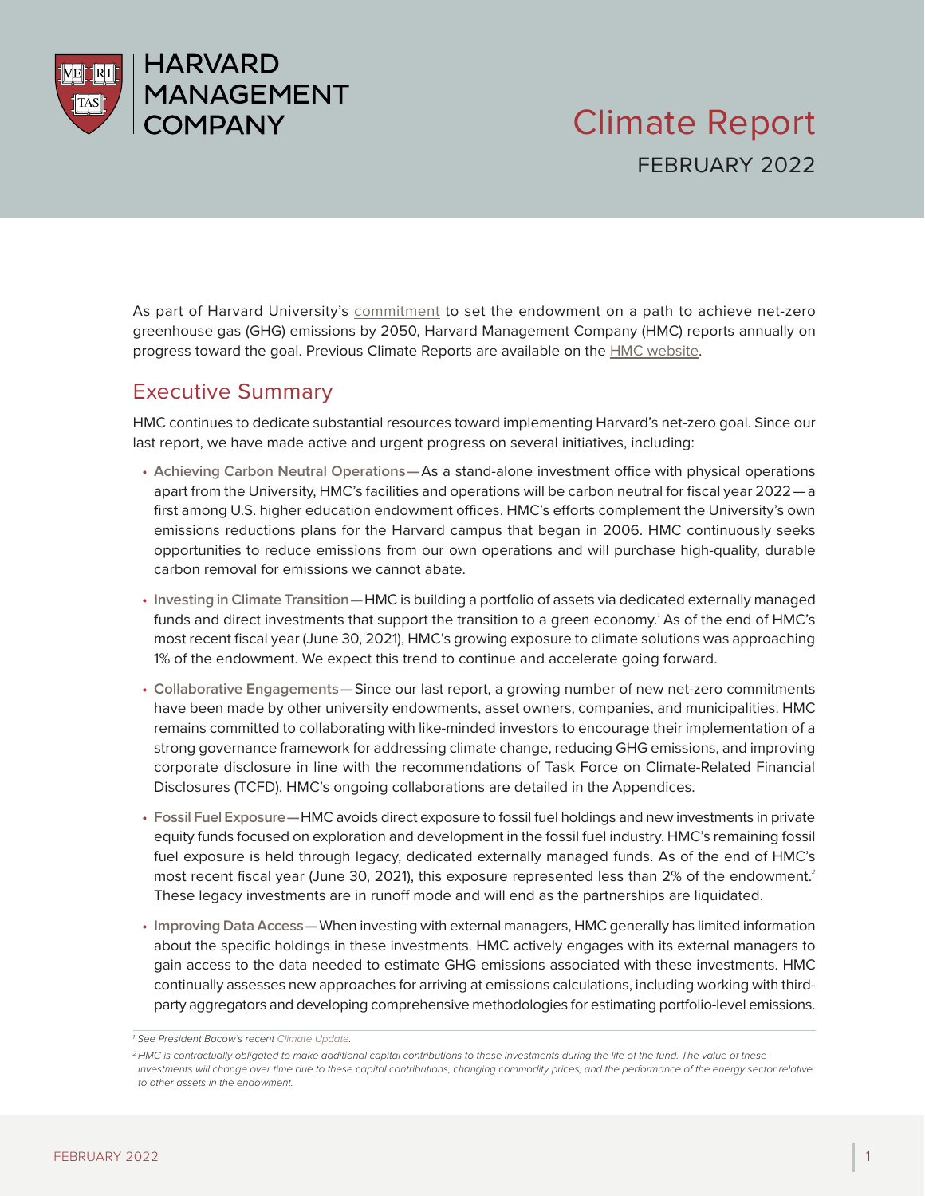HARVARD MANAGEMENT COMPANY

# Climate Report

FEBRUARY 2022

As part of Harvard University's commitment to set the endowment on a path to achieve net-zero greenhouse gas (GHG) emissions by 2050, Harvard Management Company (HMC) reports annually on progress toward the goal. Previous Climate Reports are available on the HMC website.

## Executive Summary

HMC continues to dedicate substantial resources toward implementing Harvard's net-zero goal. Since our last report, we have made active and urgent progress on several initiatives, including:

- **Achieving Carbon Neutral Operations**—As a stand-alone investment office with physical operations apart from the University, HMC's facilities and operations will be carbon neutral for fiscal year 2022—a first among U.S. higher education endowment offices. HMC's efforts complement the University's own emissions reductions plans for the Harvard campus that began in 2006. HMC continuously seeks opportunities to reduce emissions from our own operations and will purchase high-quality, durable carbon removal for emissions we cannot abate.
- **Investing in Climate Transition**—HMC is building a portfolio of assets via dedicated externally managed funds and direct investments that support the transition to a green economy.[1] As of the end of HMC's most recent fiscal year (June 30, 2021), HMC's growing exposure to climate solutions was approaching 1% of the endowment. We expect this trend to continue and accelerate going forward.
- **Collaborative Engagements**—Since our last report, a growing number of new net-zero commitments have been made by other university endowments, asset owners, companies, and municipalities. HMC remains committed to collaborating with like-minded investors to encourage their implementation of a strong governance framework for addressing climate change, reducing GHG emissions, and improving corporate disclosure in line with the recommendations of Task Force on Climate-Related Financial Disclosures (TCFD). HMC's ongoing collaborations are detailed in the Appendices.
- **Fossil Fuel Exposure**—HMC avoids direct exposure to fossil fuel holdings and new investments in private equity funds focused on exploration and development in the fossil fuel industry. HMC's remaining fossil fuel exposure is held through legacy, dedicated externally managed funds. As of the end of HMC's most recent fiscal year (June 30, 2021), this exposure represented less than 2% of the endowment.[2] These legacy investments are in runoff mode and will end as the partnerships are liquidated.
- **Improving Data Access**—When investing with external managers, HMC generally has limited information about the specific holdings in these investments. HMC actively engages with its external managers to gain access to the data needed to estimate GHG emissions associated with these investments. HMC continually assesses new approaches for arriving at emissions calculations, including working with third-party aggregators and developing comprehensive methodologies for estimating portfolio-level emissions.

---

[1] *See President Bacow's recent Climate Update.*

[2] *HMC is contractually obligated to make additional capital contributions to these investments during the life of the fund. The value of these investments will change over time due to these capital contributions, changing commodity prices, and the performance of the energy sector relative to other assets in the endowment.*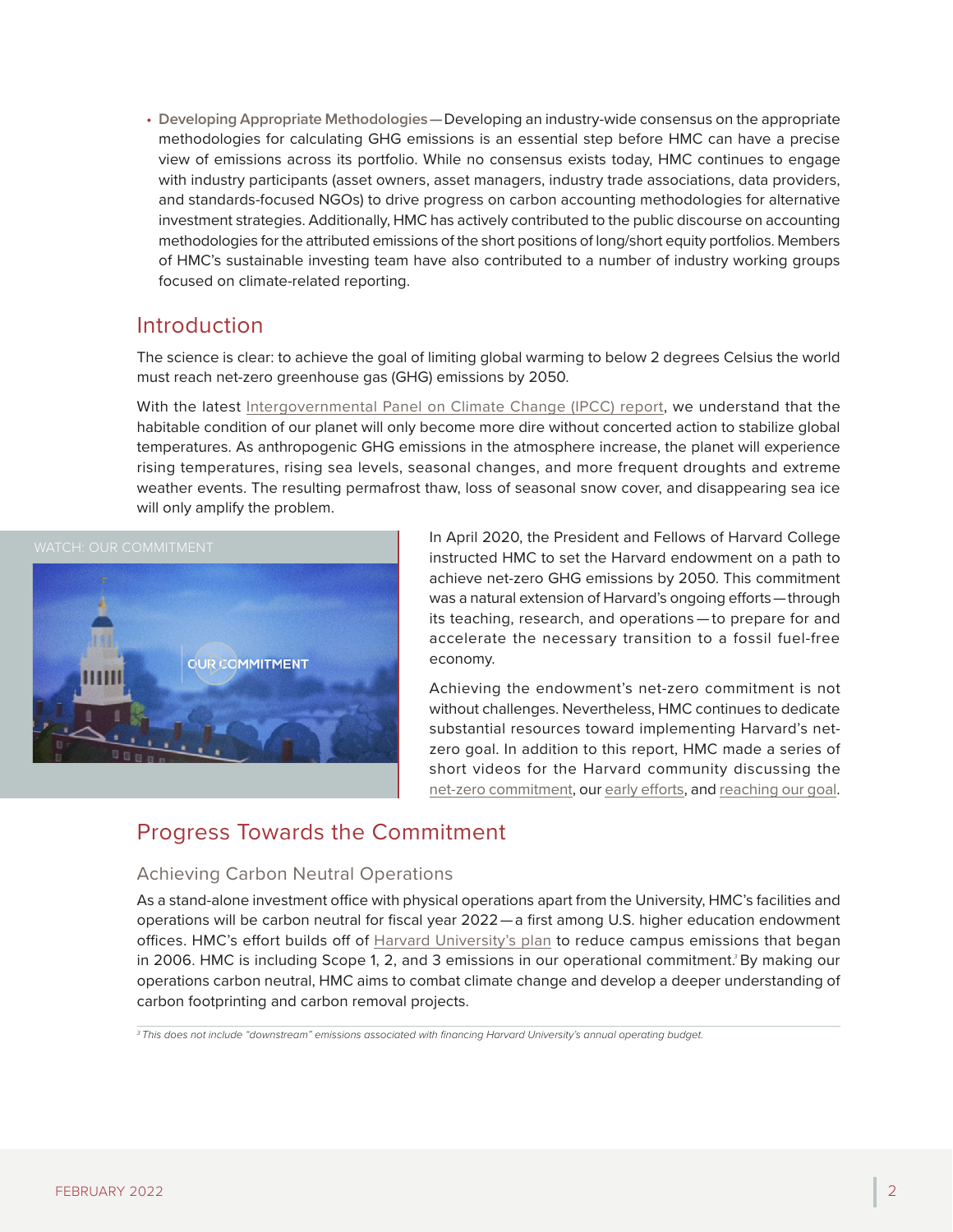- **Developing Appropriate Methodologies**—Developing an industry-wide consensus on the appropriate methodologies for calculating GHG emissions is an essential step before HMC can have a precise view of emissions across its portfolio. While no consensus exists today, HMC continues to engage with industry participants (asset owners, asset managers, industry trade associations, data providers, and standards-focused NGOs) to drive progress on carbon accounting methodologies for alternative investment strategies. Additionally, HMC has actively contributed to the public discourse on accounting methodologies for the attributed emissions of the short positions of long/short equity portfolios. Members of HMC's sustainable investing team have also contributed to a number of industry working groups focused on climate-related reporting.

## Introduction

The science is clear: to achieve the goal of limiting global warming to below 2 degrees Celsius the world must reach net-zero greenhouse gas (GHG) emissions by 2050.

With the latest Intergovernmental Panel on Climate Change (IPCC) report, we understand that the habitable condition of our planet will only become more dire without concerted action to stabilize global temperatures. As anthropogenic GHG emissions in the atmosphere increase, the planet will experience rising temperatures, rising sea levels, seasonal changes, and more frequent droughts and extreme weather events. The resulting permafrost thaw, loss of seasonal snow cover, and disappearing sea ice will only amplify the problem.

WATCH: OUR COMMITMENT

In April 2020, the President and Fellows of Harvard College instructed HMC to set the Harvard endowment on a path to achieve net-zero GHG emissions by 2050. This commitment was a natural extension of Harvard's ongoing efforts—through its teaching, research, and operations—to prepare for and accelerate the necessary transition to a fossil fuel-free economy.

Achieving the endowment's net-zero commitment is not without challenges. Nevertheless, HMC continues to dedicate substantial resources toward implementing Harvard's net-zero goal. In addition to this report, HMC made a series of short videos for the Harvard community discussing the net-zero commitment, our early efforts, and reaching our goal.

## Progress Towards the Commitment

### Achieving Carbon Neutral Operations

As a stand-alone investment office with physical operations apart from the University, HMC's facilities and operations will be carbon neutral for fiscal year 2022—a first among U.S. higher education endowment offices. HMC's effort builds off of Harvard University's plan to reduce campus emissions that began in 2006. HMC is including Scope 1, 2, and 3 emissions in our operational commitment.[3] By making our operations carbon neutral, HMC aims to combat climate change and develop a deeper understanding of carbon footprinting and carbon removal projects.

*[3] This does not include "downstream" emissions associated with financing Harvard University's annual operating budget.*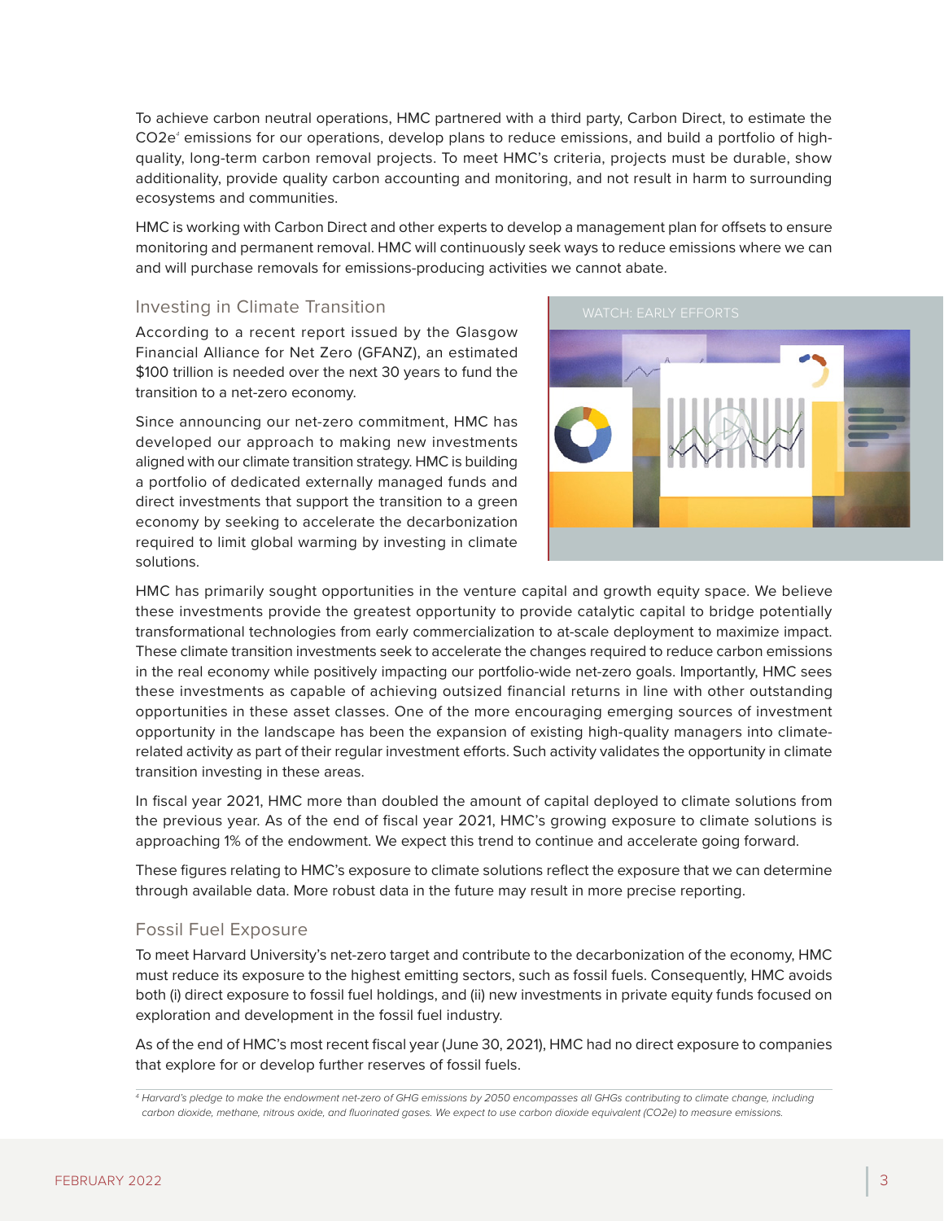To achieve carbon neutral operations, HMC partnered with a third party, Carbon Direct, to estimate the CO2e[4] emissions for our operations, develop plans to reduce emissions, and build a portfolio of high-quality, long-term carbon removal projects. To meet HMC's criteria, projects must be durable, show additionality, provide quality carbon accounting and monitoring, and not result in harm to surrounding ecosystems and communities.

HMC is working with Carbon Direct and other experts to develop a management plan for offsets to ensure monitoring and permanent removal. HMC will continuously seek ways to reduce emissions where we can and will purchase removals for emissions-producing activities we cannot abate.

## Investing in Climate Transition

According to a recent report issued by the Glasgow Financial Alliance for Net Zero (GFANZ), an estimated $100 trillion is needed over the next 30 years to fund the transition to a net-zero economy.

Since announcing our net-zero commitment, HMC has developed our approach to making new investments aligned with our climate transition strategy. HMC is building a portfolio of dedicated externally managed funds and direct investments that support the transition to a green economy by seeking to accelerate the decarbonization required to limit global warming by investing in climate solutions.

WATCH: EARLY EFFORTS

HMC has primarily sought opportunities in the venture capital and growth equity space. We believe these investments provide the greatest opportunity to provide catalytic capital to bridge potentially transformational technologies from early commercialization to at-scale deployment to maximize impact. These climate transition investments seek to accelerate the changes required to reduce carbon emissions in the real economy while positively impacting our portfolio-wide net-zero goals. Importantly, HMC sees these investments as capable of achieving outsized financial returns in line with other outstanding opportunities in these asset classes. One of the more encouraging emerging sources of investment opportunity in the landscape has been the expansion of existing high-quality managers into climate-related activity as part of their regular investment efforts. Such activity validates the opportunity in climate transition investing in these areas.

In fiscal year 2021, HMC more than doubled the amount of capital deployed to climate solutions from the previous year. As of the end of fiscal year 2021, HMC's growing exposure to climate solutions is approaching 1% of the endowment. We expect this trend to continue and accelerate going forward.

These figures relating to HMC's exposure to climate solutions reflect the exposure that we can determine through available data. More robust data in the future may result in more precise reporting.

## Fossil Fuel Exposure

To meet Harvard University's net-zero target and contribute to the decarbonization of the economy, HMC must reduce its exposure to the highest emitting sectors, such as fossil fuels. Consequently, HMC avoids both (i) direct exposure to fossil fuel holdings, and (ii) new investments in private equity funds focused on exploration and development in the fossil fuel industry.

As of the end of HMC's most recent fiscal year (June 30, 2021), HMC had no direct exposure to companies that explore for or develop further reserves of fossil fuels.

---

[4] *Harvard's pledge to make the endowment net-zero of GHG emissions by 2050 encompasses all GHGs contributing to climate change, including carbon dioxide, methane, nitrous oxide, and fluorinated gases. We expect to use carbon dioxide equivalent (CO2e) to measure emissions.*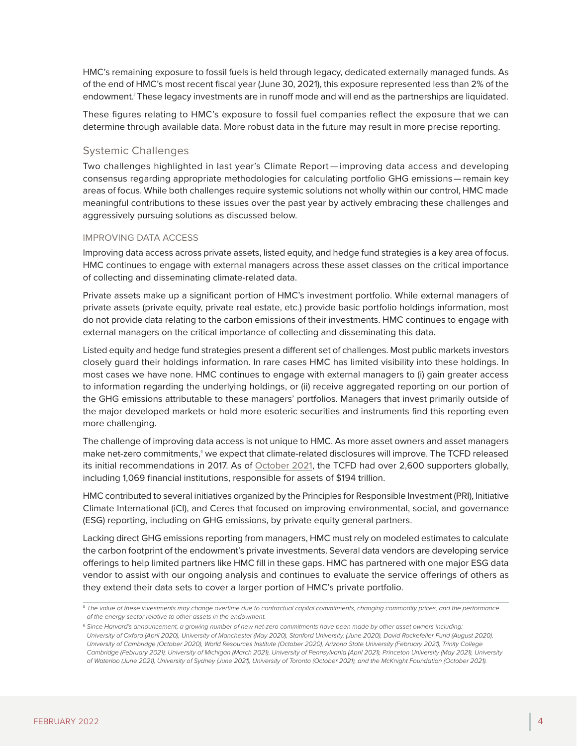HMC's remaining exposure to fossil fuels is held through legacy, dedicated externally managed funds. As of the end of HMC's most recent fiscal year (June 30, 2021), this exposure represented less than 2% of the endowment.[5] These legacy investments are in runoff mode and will end as the partnerships are liquidated.

These figures relating to HMC's exposure to fossil fuel companies reflect the exposure that we can determine through available data. More robust data in the future may result in more precise reporting.

## Systemic Challenges

Two challenges highlighted in last year's Climate Report — improving data access and developing consensus regarding appropriate methodologies for calculating portfolio GHG emissions — remain key areas of focus. While both challenges require systemic solutions not wholly within our control, HMC made meaningful contributions to these issues over the past year by actively embracing these challenges and aggressively pursuing solutions as discussed below.

### IMPROVING DATA ACCESS

Improving data access across private assets, listed equity, and hedge fund strategies is a key area of focus. HMC continues to engage with external managers across these asset classes on the critical importance of collecting and disseminating climate-related data.

Private assets make up a significant portion of HMC's investment portfolio. While external managers of private assets (private equity, private real estate, etc.) provide basic portfolio holdings information, most do not provide data relating to the carbon emissions of their investments. HMC continues to engage with external managers on the critical importance of collecting and disseminating this data.

Listed equity and hedge fund strategies present a different set of challenges. Most public markets investors closely guard their holdings information. In rare cases HMC has limited visibility into these holdings. In most cases we have none. HMC continues to engage with external managers to (i) gain greater access to information regarding the underlying holdings, or (ii) receive aggregated reporting on our portion of the GHG emissions attributable to these managers' portfolios. Managers that invest primarily outside of the major developed markets or hold more esoteric securities and instruments find this reporting even more challenging.

The challenge of improving data access is not unique to HMC. As more asset owners and asset managers make net-zero commitments,[6] we expect that climate-related disclosures will improve. The TCFD released its initial recommendations in 2017. As of October 2021, the TCFD had over 2,600 supporters globally, including 1,069 financial institutions, responsible for assets of $194 trillion.

HMC contributed to several initiatives organized by the Principles for Responsible Investment (PRI), Initiative Climate International (iCI), and Ceres that focused on improving environmental, social, and governance (ESG) reporting, including on GHG emissions, by private equity general partners.

Lacking direct GHG emissions reporting from managers, HMC must rely on modeled estimates to calculate the carbon footprint of the endowment's private investments. Several data vendors are developing service offerings to help limited partners like HMC fill in these gaps. HMC has partnered with one major ESG data vendor to assist with our ongoing analysis and continues to evaluate the service offerings of others as they extend their data sets to cover a larger portion of HMC's private portfolio.

---

[5] *The value of these investments may change overtime due to contractual capital commitments, changing commodity prices, and the performance of the energy sector relative to other assets in the endowment.*

[6] *Since Harvard's announcement, a growing number of new net-zero commitments have been made by other asset owners including: University of Oxford (April 2020), University of Manchester (May 2020), Stanford University. (June 2020), David Rockefeller Fund (August 2020), University of Cambridge (October 2020), World Resources Institute (October 2020), Arizona State University (February 2021), Trinity College Cambridge (February 2021), University of Michigan (March 2021), University of Pennsylvania (April 2021), Princeton University (May 2021), University of Waterloo (June 2021), University of Sydney (June 2021), University of Toronto (October 2021), and the McKnight Foundation (October 2021).*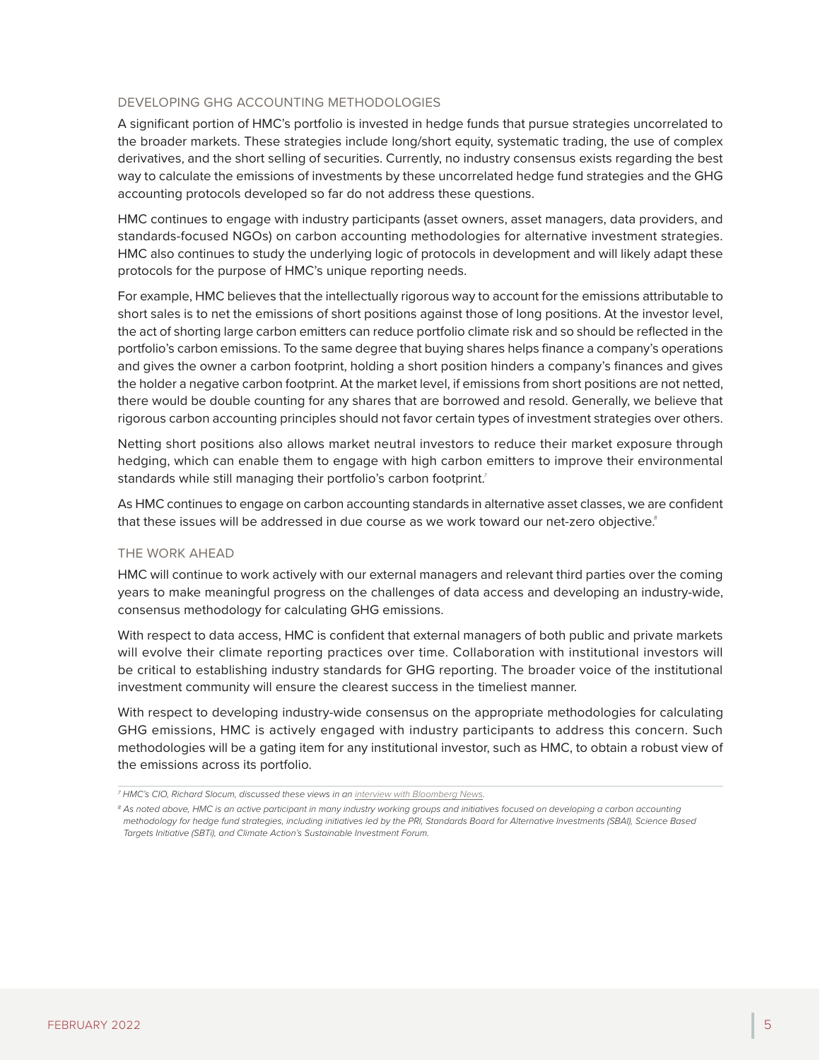## DEVELOPING GHG ACCOUNTING METHODOLOGIES

A significant portion of HMC's portfolio is invested in hedge funds that pursue strategies uncorrelated to the broader markets. These strategies include long/short equity, systematic trading, the use of complex derivatives, and the short selling of securities. Currently, no industry consensus exists regarding the best way to calculate the emissions of investments by these uncorrelated hedge fund strategies and the GHG accounting protocols developed so far do not address these questions.

HMC continues to engage with industry participants (asset owners, asset managers, data providers, and standards-focused NGOs) on carbon accounting methodologies for alternative investment strategies. HMC also continues to study the underlying logic of protocols in development and will likely adapt these protocols for the purpose of HMC's unique reporting needs.

For example, HMC believes that the intellectually rigorous way to account for the emissions attributable to short sales is to net the emissions of short positions against those of long positions. At the investor level, the act of shorting large carbon emitters can reduce portfolio climate risk and so should be reflected in the portfolio's carbon emissions. To the same degree that buying shares helps finance a company's operations and gives the owner a carbon footprint, holding a short position hinders a company's finances and gives the holder a negative carbon footprint. At the market level, if emissions from short positions are not netted, there would be double counting for any shares that are borrowed and resold. Generally, we believe that rigorous carbon accounting principles should not favor certain types of investment strategies over others.

Netting short positions also allows market neutral investors to reduce their market exposure through hedging, which can enable them to engage with high carbon emitters to improve their environmental standards while still managing their portfolio's carbon footprint.[7]

As HMC continues to engage on carbon accounting standards in alternative asset classes, we are confident that these issues will be addressed in due course as we work toward our net-zero objective.[8]

## THE WORK AHEAD

HMC will continue to work actively with our external managers and relevant third parties over the coming years to make meaningful progress on the challenges of data access and developing an industry-wide, consensus methodology for calculating GHG emissions.

With respect to data access, HMC is confident that external managers of both public and private markets will evolve their climate reporting practices over time. Collaboration with institutional investors will be critical to establishing industry standards for GHG reporting. The broader voice of the institutional investment community will ensure the clearest success in the timeliest manner.

With respect to developing industry-wide consensus on the appropriate methodologies for calculating GHG emissions, HMC is actively engaged with industry participants to address this concern. Such methodologies will be a gating item for any institutional investor, such as HMC, to obtain a robust view of the emissions across its portfolio.

---

[7] *HMC's CIO, Richard Slocum, discussed these views in an interview with Bloomberg News.*

[8] *As noted above, HMC is an active participant in many industry working groups and initiatives focused on developing a carbon accounting methodology for hedge fund strategies, including initiatives led by the PRI, Standards Board for Alternative Investments (SBAI), Science Based Targets Initiative (SBTi), and Climate Action's Sustainable Investment Forum.*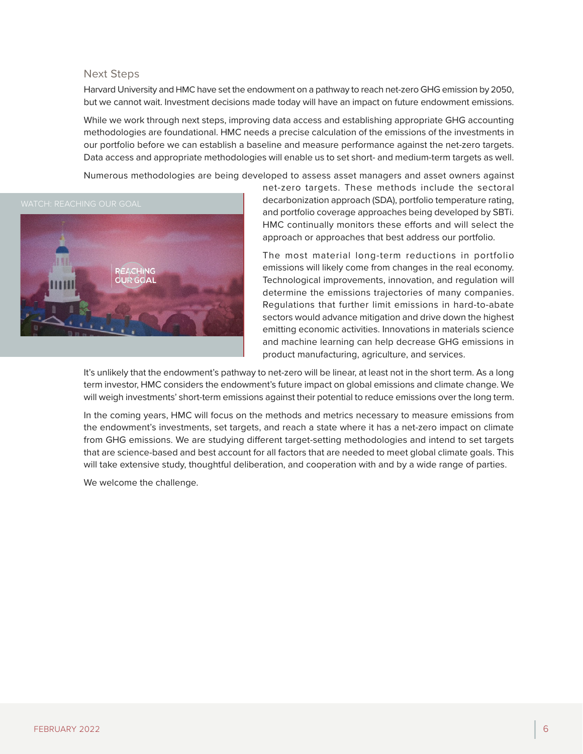## Next Steps

Harvard University and HMC have set the endowment on a pathway to reach net-zero GHG emission by 2050, but we cannot wait. Investment decisions made today will have an impact on future endowment emissions.

While we work through next steps, improving data access and establishing appropriate GHG accounting methodologies are foundational. HMC needs a precise calculation of the emissions of the investments in our portfolio before we can establish a baseline and measure performance against the net-zero targets. Data access and appropriate methodologies will enable us to set short- and medium-term targets as well.

Numerous methodologies are being developed to assess asset managers and asset owners against net-zero targets. These methods include the sectoral decarbonization approach (SDA), portfolio temperature rating, and portfolio coverage approaches being developed by SBTi. HMC continually monitors these efforts and will select the approach or approaches that best address our portfolio.

WATCH: REACHING OUR GOAL

The most material long-term reductions in portfolio emissions will likely come from changes in the real economy. Technological improvements, innovation, and regulation will determine the emissions trajectories of many companies. Regulations that further limit emissions in hard-to-abate sectors would advance mitigation and drive down the highest emitting economic activities. Innovations in materials science and machine learning can help decrease GHG emissions in product manufacturing, agriculture, and services.

It's unlikely that the endowment's pathway to net-zero will be linear, at least not in the short term. As a long term investor, HMC considers the endowment's future impact on global emissions and climate change. We will weigh investments' short-term emissions against their potential to reduce emissions over the long term.

In the coming years, HMC will focus on the methods and metrics necessary to measure emissions from the endowment's investments, set targets, and reach a state where it has a net-zero impact on climate from GHG emissions. We are studying different target-setting methodologies and intend to set targets that are science-based and best account for all factors that are needed to meet global climate goals. This will take extensive study, thoughtful deliberation, and cooperation with and by a wide range of parties.

We welcome the challenge.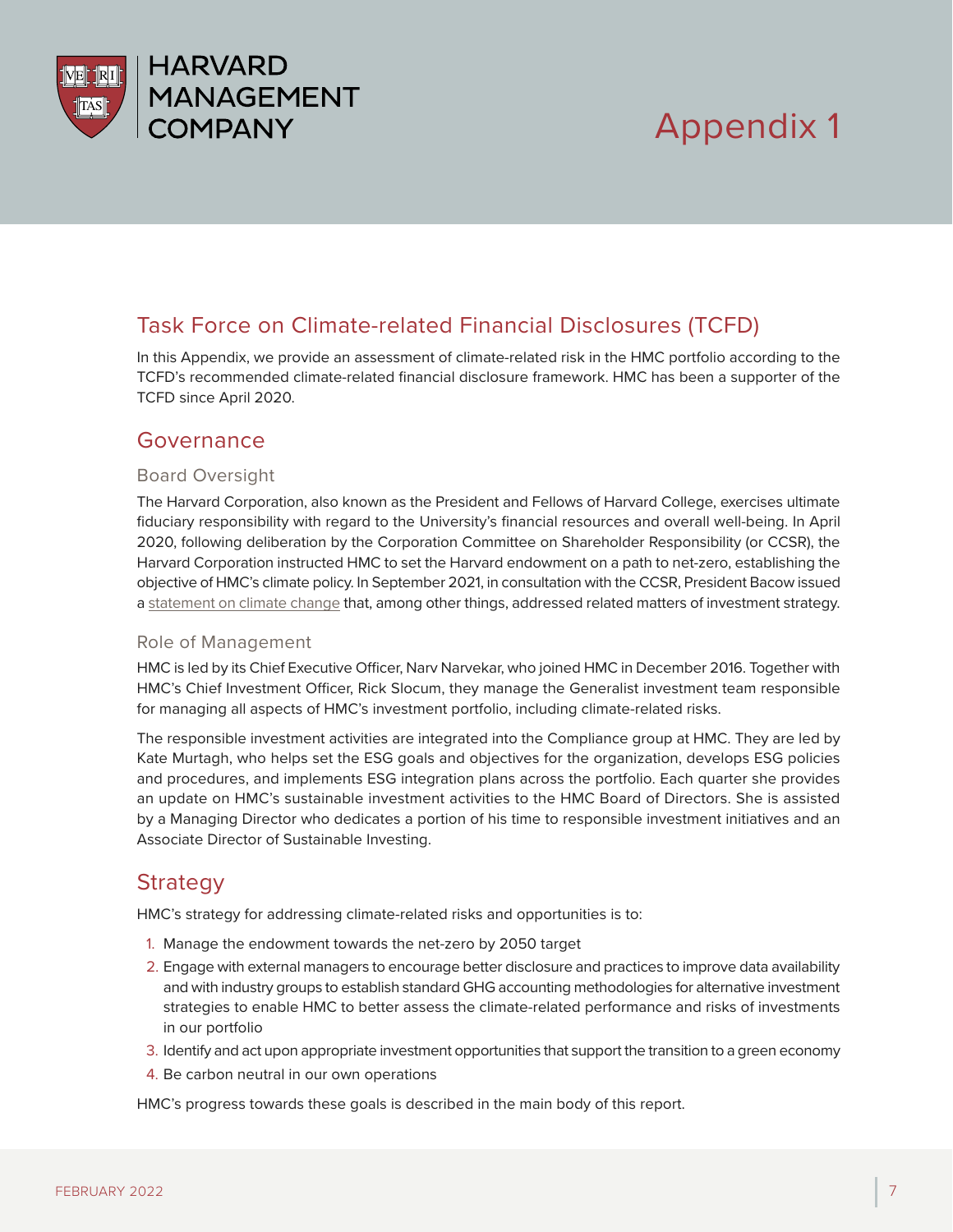# Appendix 1

## Task Force on Climate-related Financial Disclosures (TCFD)

In this Appendix, we provide an assessment of climate-related risk in the HMC portfolio according to the TCFD's recommended climate-related financial disclosure framework. HMC has been a supporter of the TCFD since April 2020.

## Governance

### Board Oversight

The Harvard Corporation, also known as the President and Fellows of Harvard College, exercises ultimate fiduciary responsibility with regard to the University's financial resources and overall well-being. In April 2020, following deliberation by the Corporation Committee on Shareholder Responsibility (or CCSR), the Harvard Corporation instructed HMC to set the Harvard endowment on a path to net-zero, establishing the objective of HMC's climate policy. In September 2021, in consultation with the CCSR, President Bacow issued a statement on climate change that, among other things, addressed related matters of investment strategy.

### Role of Management

HMC is led by its Chief Executive Officer, Narv Narvekar, who joined HMC in December 2016. Together with HMC's Chief Investment Officer, Rick Slocum, they manage the Generalist investment team responsible for managing all aspects of HMC's investment portfolio, including climate-related risks.

The responsible investment activities are integrated into the Compliance group at HMC. They are led by Kate Murtagh, who helps set the ESG goals and objectives for the organization, develops ESG policies and procedures, and implements ESG integration plans across the portfolio. Each quarter she provides an update on HMC's sustainable investment activities to the HMC Board of Directors. She is assisted by a Managing Director who dedicates a portion of his time to responsible investment initiatives and an Associate Director of Sustainable Investing.

## Strategy

HMC's strategy for addressing climate-related risks and opportunities is to:

1. Manage the endowment towards the net-zero by 2050 target
2. Engage with external managers to encourage better disclosure and practices to improve data availability and with industry groups to establish standard GHG accounting methodologies for alternative investment strategies to enable HMC to better assess the climate-related performance and risks of investments in our portfolio
3. Identify and act upon appropriate investment opportunities that support the transition to a green economy
4. Be carbon neutral in our own operations

HMC's progress towards these goals is described in the main body of this report.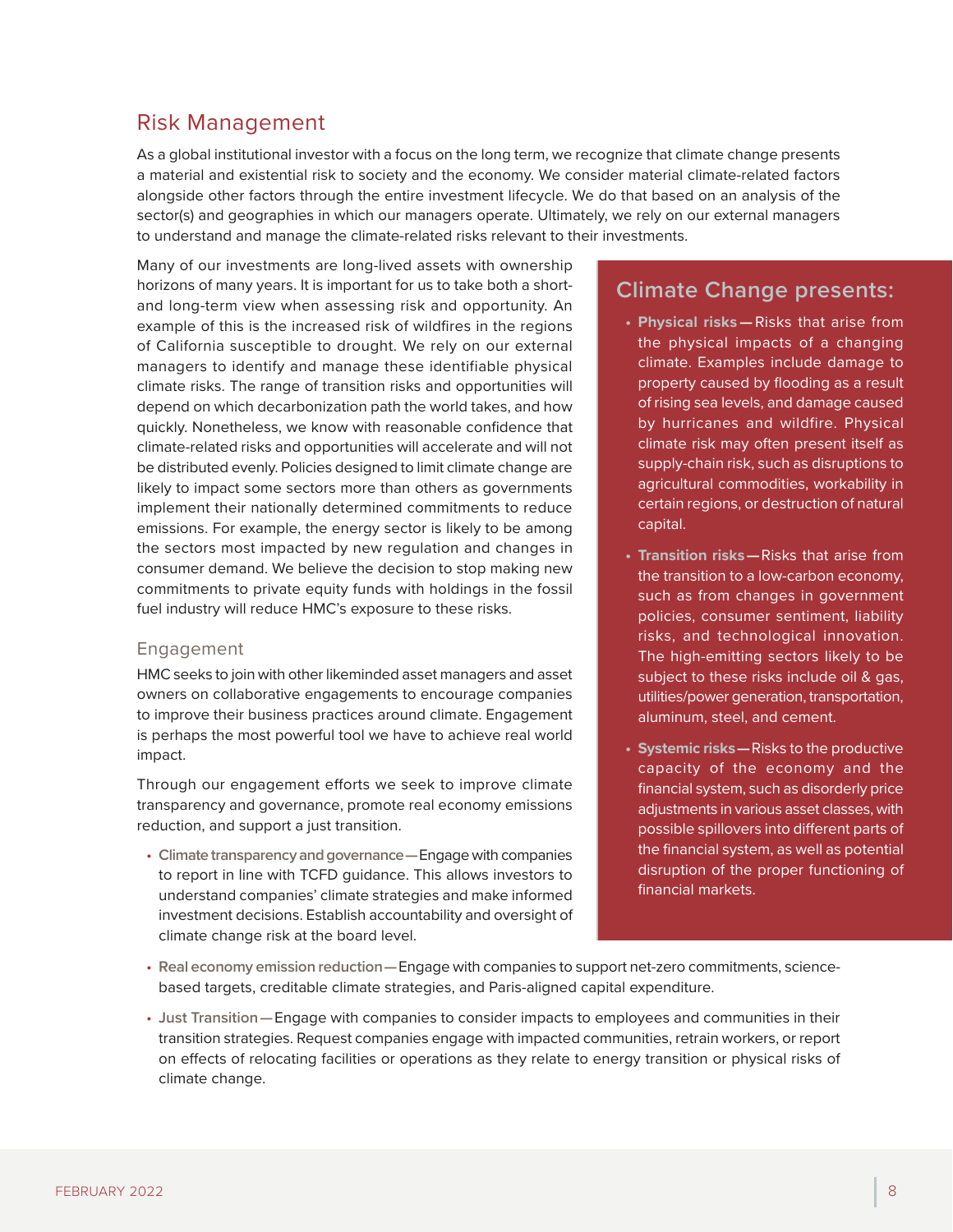## Risk Management

As a global institutional investor with a focus on the long term, we recognize that climate change presents a material and existential risk to society and the economy. We consider material climate-related factors alongside other factors through the entire investment lifecycle. We do that based on an analysis of the sector(s) and geographies in which our managers operate. Ultimately, we rely on our external managers to understand and manage the climate-related risks relevant to their investments.

Many of our investments are long-lived assets with ownership horizons of many years. It is important for us to take both a short- and long-term view when assessing risk and opportunity. An example of this is the increased risk of wildfires in the regions of California susceptible to drought. We rely on our external managers to identify and manage these identifiable physical climate risks. The range of transition risks and opportunities will depend on which decarbonization path the world takes, and how quickly. Nonetheless, we know with reasonable confidence that climate-related risks and opportunities will accelerate and will not be distributed evenly. Policies designed to limit climate change are likely to impact some sectors more than others as governments implement their nationally determined commitments to reduce emissions. For example, the energy sector is likely to be among the sectors most impacted by new regulation and changes in consumer demand. We believe the decision to stop making new commitments to private equity funds with holdings in the fossil fuel industry will reduce HMC's exposure to these risks.

### Climate Change presents:

- **Physical risks**—Risks that arise from the physical impacts of a changing climate. Examples include damage to property caused by flooding as a result of rising sea levels, and damage caused by hurricanes and wildfire. Physical climate risk may often present itself as supply-chain risk, such as disruptions to agricultural commodities, workability in certain regions, or destruction of natural capital.
- **Transition risks**—Risks that arise from the transition to a low-carbon economy, such as from changes in government policies, consumer sentiment, liability risks, and technological innovation. The high-emitting sectors likely to be subject to these risks include oil & gas, utilities/power generation, transportation, aluminum, steel, and cement.
- **Systemic risks**—Risks to the productive capacity of the economy and the financial system, such as disorderly price adjustments in various asset classes, with possible spillovers into different parts of the financial system, as well as potential disruption of the proper functioning of financial markets.

### Engagement

HMC seeks to join with other likeminded asset managers and asset owners on collaborative engagements to encourage companies to improve their business practices around climate. Engagement is perhaps the most powerful tool we have to achieve real world impact.

Through our engagement efforts we seek to improve climate transparency and governance, promote real economy emissions reduction, and support a just transition.

- **Climate transparency and governance**—Engage with companies to report in line with TCFD guidance. This allows investors to understand companies' climate strategies and make informed investment decisions. Establish accountability and oversight of climate change risk at the board level.
- **Real economy emission reduction**—Engage with companies to support net-zero commitments, science-based targets, creditable climate strategies, and Paris-aligned capital expenditure.
- **Just Transition**—Engage with companies to consider impacts to employees and communities in their transition strategies. Request companies engage with impacted communities, retrain workers, or report on effects of relocating facilities or operations as they relate to energy transition or physical risks of climate change.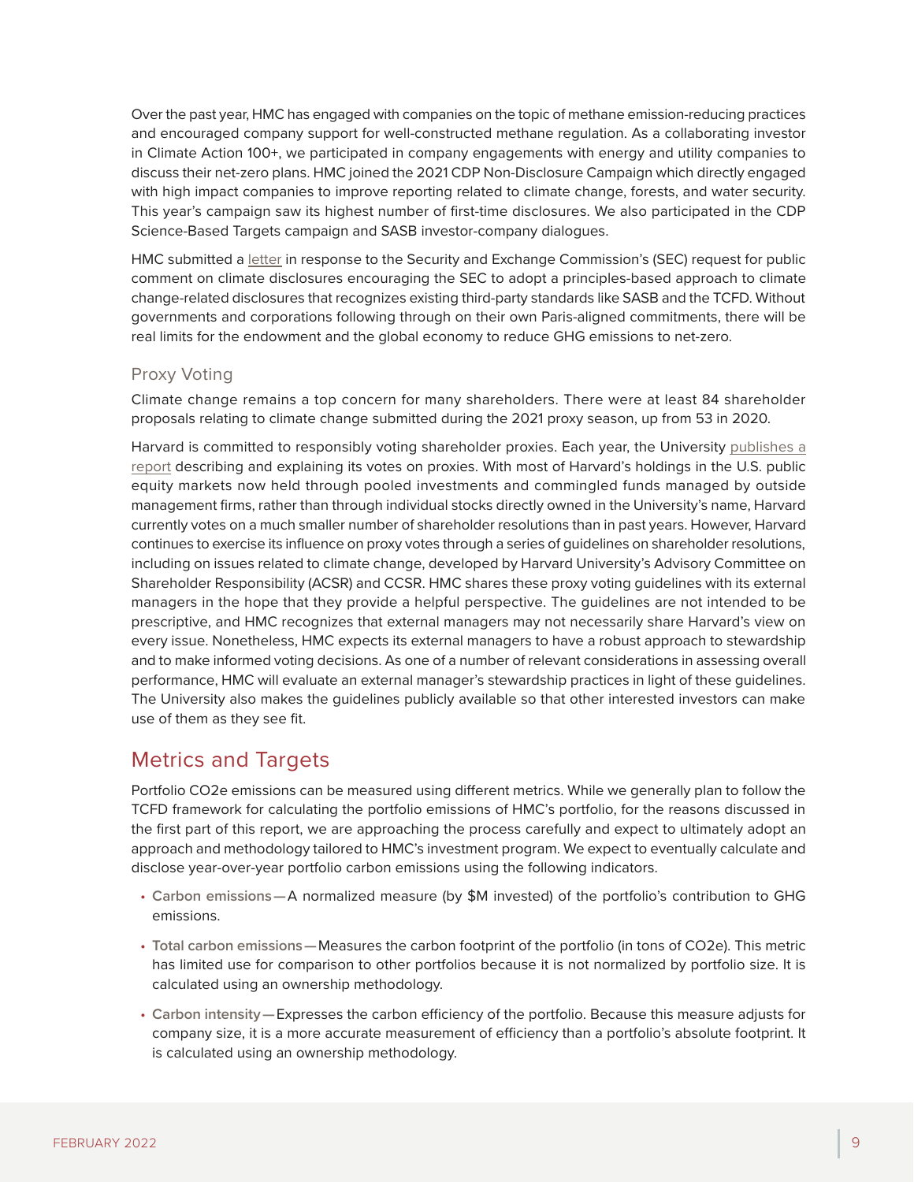Over the past year, HMC has engaged with companies on the topic of methane emission-reducing practices and encouraged company support for well-constructed methane regulation. As a collaborating investor in Climate Action 100+, we participated in company engagements with energy and utility companies to discuss their net-zero plans. HMC joined the 2021 CDP Non-Disclosure Campaign which directly engaged with high impact companies to improve reporting related to climate change, forests, and water security. This year's campaign saw its highest number of first-time disclosures. We also participated in the CDP Science-Based Targets campaign and SASB investor-company dialogues.

HMC submitted a letter in response to the Security and Exchange Commission's (SEC) request for public comment on climate disclosures encouraging the SEC to adopt a principles-based approach to climate change-related disclosures that recognizes existing third-party standards like SASB and the TCFD. Without governments and corporations following through on their own Paris-aligned commitments, there will be real limits for the endowment and the global economy to reduce GHG emissions to net-zero.

### Proxy Voting

Climate change remains a top concern for many shareholders. There were at least 84 shareholder proposals relating to climate change submitted during the 2021 proxy season, up from 53 in 2020.

Harvard is committed to responsibly voting shareholder proxies. Each year, the University publishes a report describing and explaining its votes on proxies. With most of Harvard's holdings in the U.S. public equity markets now held through pooled investments and commingled funds managed by outside management firms, rather than through individual stocks directly owned in the University's name, Harvard currently votes on a much smaller number of shareholder resolutions than in past years. However, Harvard continues to exercise its influence on proxy votes through a series of guidelines on shareholder resolutions, including on issues related to climate change, developed by Harvard University's Advisory Committee on Shareholder Responsibility (ACSR) and CCSR. HMC shares these proxy voting guidelines with its external managers in the hope that they provide a helpful perspective. The guidelines are not intended to be prescriptive, and HMC recognizes that external managers may not necessarily share Harvard's view on every issue. Nonetheless, HMC expects its external managers to have a robust approach to stewardship and to make informed voting decisions. As one of a number of relevant considerations in assessing overall performance, HMC will evaluate an external manager's stewardship practices in light of these guidelines. The University also makes the guidelines publicly available so that other interested investors can make use of them as they see fit.

## Metrics and Targets

Portfolio CO2e emissions can be measured using different metrics. While we generally plan to follow the TCFD framework for calculating the portfolio emissions of HMC's portfolio, for the reasons discussed in the first part of this report, we are approaching the process carefully and expect to ultimately adopt an approach and methodology tailored to HMC's investment program. We expect to eventually calculate and disclose year-over-year portfolio carbon emissions using the following indicators.

- **Carbon emissions**—A normalized measure (by $M invested) of the portfolio's contribution to GHG emissions.
- **Total carbon emissions**—Measures the carbon footprint of the portfolio (in tons of CO2e). This metric has limited use for comparison to other portfolios because it is not normalized by portfolio size. It is calculated using an ownership methodology.
- **Carbon intensity**—Expresses the carbon efficiency of the portfolio. Because this measure adjusts for company size, it is a more accurate measurement of efficiency than a portfolio's absolute footprint. It is calculated using an ownership methodology.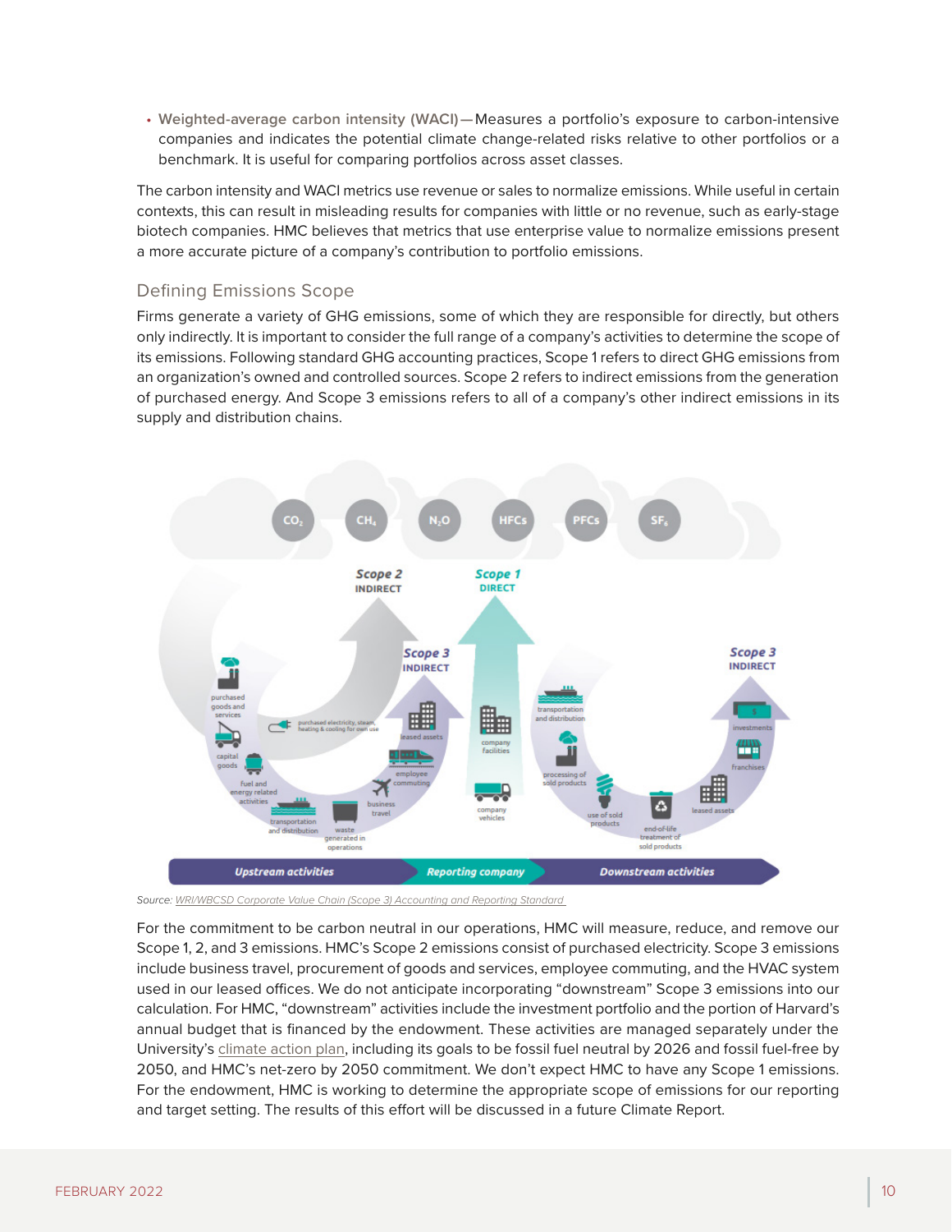- **Weighted-average carbon intensity (WACI)**—Measures a portfolio's exposure to carbon-intensive companies and indicates the potential climate change-related risks relative to other portfolios or a benchmark. It is useful for comparing portfolios across asset classes.

The carbon intensity and WACI metrics use revenue or sales to normalize emissions. While useful in certain contexts, this can result in misleading results for companies with little or no revenue, such as early-stage biotech companies. HMC believes that metrics that use enterprise value to normalize emissions present a more accurate picture of a company's contribution to portfolio emissions.

## Defining Emissions Scope

Firms generate a variety of GHG emissions, some of which they are responsible for directly, but others only indirectly. It is important to consider the full range of a company's activities to determine the scope of its emissions. Following standard GHG accounting practices, Scope 1 refers to direct GHG emissions from an organization's owned and controlled sources. Scope 2 refers to indirect emissions from the generation of purchased energy. And Scope 3 emissions refers to all of a company's other indirect emissions in its supply and distribution chains.

Source: WRI/WBCSD Corporate Value Chain (Scope 3) Accounting and Reporting Standard

For the commitment to be carbon neutral in our operations, HMC will measure, reduce, and remove our Scope 1, 2, and 3 emissions. HMC's Scope 2 emissions consist of purchased electricity. Scope 3 emissions include business travel, procurement of goods and services, employee commuting, and the HVAC system used in our leased offices. We do not anticipate incorporating "downstream" Scope 3 emissions into our calculation. For HMC, "downstream" activities include the investment portfolio and the portion of Harvard's annual budget that is financed by the endowment. These activities are managed separately under the University's climate action plan, including its goals to be fossil fuel neutral by 2026 and fossil fuel-free by 2050, and HMC's net-zero by 2050 commitment. We don't expect HMC to have any Scope 1 emissions. For the endowment, HMC is working to determine the appropriate scope of emissions for our reporting and target setting. The results of this effort will be discussed in a future Climate Report.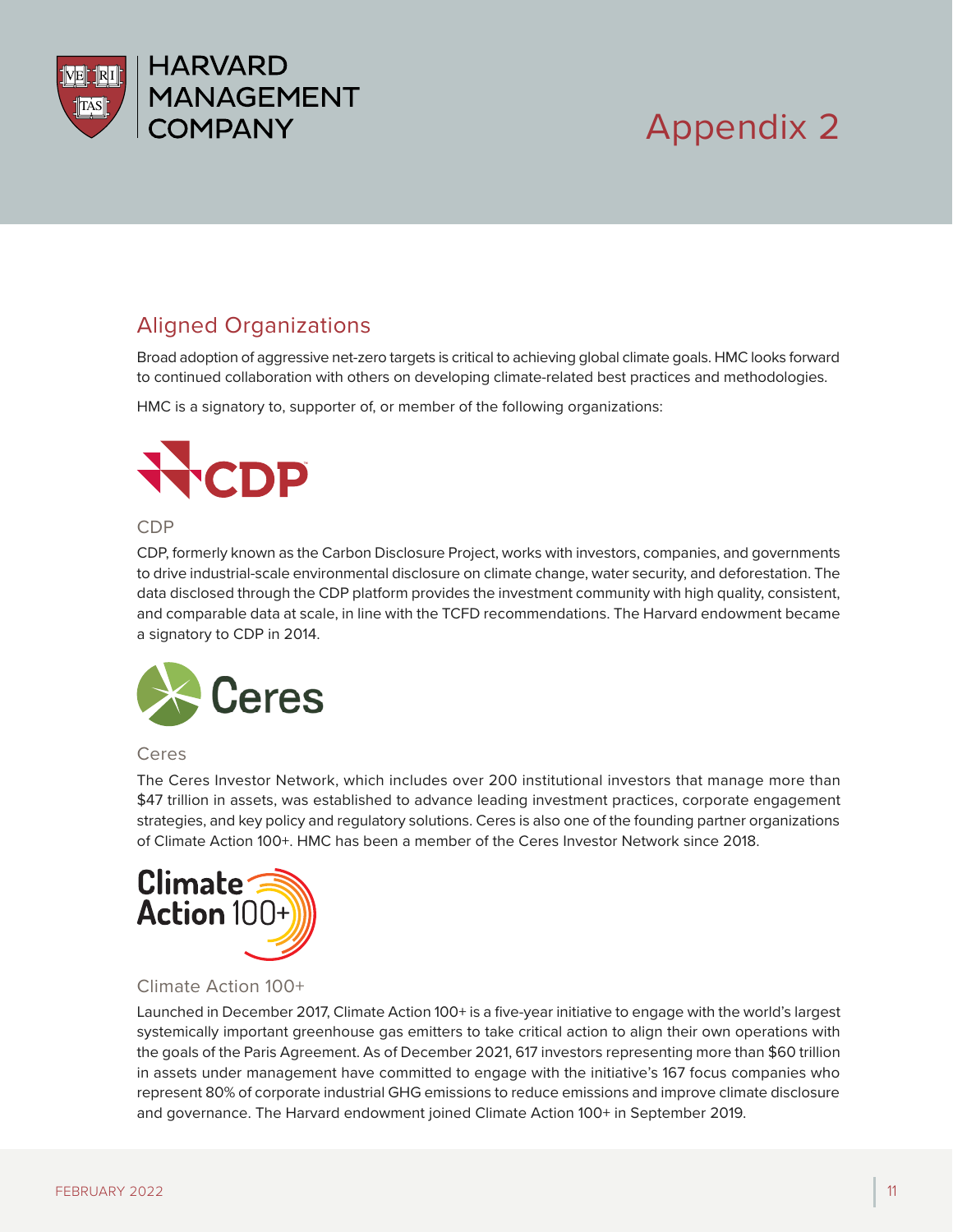# Appendix 2

## Aligned Organizations

Broad adoption of aggressive net-zero targets is critical to achieving global climate goals. HMC looks forward to continued collaboration with others on developing climate-related best practices and methodologies.

HMC is a signatory to, supporter of, or member of the following organizations:

### CDP

CDP, formerly known as the Carbon Disclosure Project, works with investors, companies, and governments to drive industrial-scale environmental disclosure on climate change, water security, and deforestation. The data disclosed through the CDP platform provides the investment community with high quality, consistent, and comparable data at scale, in line with the TCFD recommendations. The Harvard endowment became a signatory to CDP in 2014.

### Ceres

The Ceres Investor Network, which includes over 200 institutional investors that manage more than $47 trillion in assets, was established to advance leading investment practices, corporate engagement strategies, and key policy and regulatory solutions. Ceres is also one of the founding partner organizations of Climate Action 100+. HMC has been a member of the Ceres Investor Network since 2018.

### Climate Action 100+

Launched in December 2017, Climate Action 100+ is a five-year initiative to engage with the world's largest systemically important greenhouse gas emitters to take critical action to align their own operations with the goals of the Paris Agreement. As of December 2021, 617 investors representing more than $60 trillion in assets under management have committed to engage with the initiative's 167 focus companies who represent 80% of corporate industrial GHG emissions to reduce emissions and improve climate disclosure and governance. The Harvard endowment joined Climate Action 100+ in September 2019.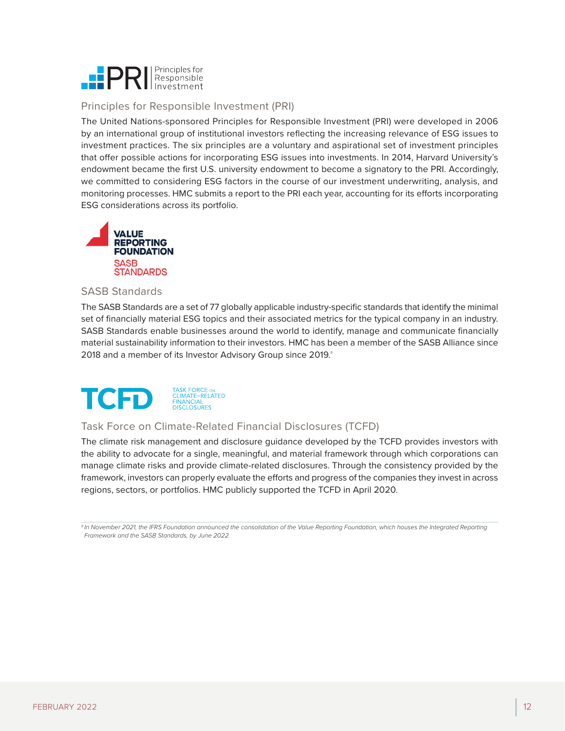## Principles for Responsible Investment (PRI)

The United Nations-sponsored Principles for Responsible Investment (PRI) were developed in 2006 by an international group of institutional investors reflecting the increasing relevance of ESG issues to investment practices. The six principles are a voluntary and aspirational set of investment principles that offer possible actions for incorporating ESG issues into investments. In 2014, Harvard University's endowment became the first U.S. university endowment to become a signatory to the PRI. Accordingly, we committed to considering ESG factors in the course of our investment underwriting, analysis, and monitoring processes. HMC submits a report to the PRI each year, accounting for its efforts incorporating ESG considerations across its portfolio.

## SASB Standards

The SASB Standards are a set of 77 globally applicable industry-specific standards that identify the minimal set of financially material ESG topics and their associated metrics for the typical company in an industry. SASB Standards enable businesses around the world to identify, manage and communicate financially material sustainability information to their investors. HMC has been a member of the SASB Alliance since 2018 and a member of its Investor Advisory Group since 2019.[9]

## Task Force on Climate-Related Financial Disclosures (TCFD)

The climate risk management and disclosure guidance developed by the TCFD provides investors with the ability to advocate for a single, meaningful, and material framework through which corporations can manage climate risks and provide climate-related disclosures. Through the consistency provided by the framework, investors can properly evaluate the efforts and progress of the companies they invest in across regions, sectors, or portfolios. HMC publicly supported the TCFD in April 2020.

---

[9] *In November 2021, the IFRS Foundation announced the consolidation of the Value Reporting Foundation, which houses the Integrated Reporting Framework and the SASB Standards, by June 2022.*